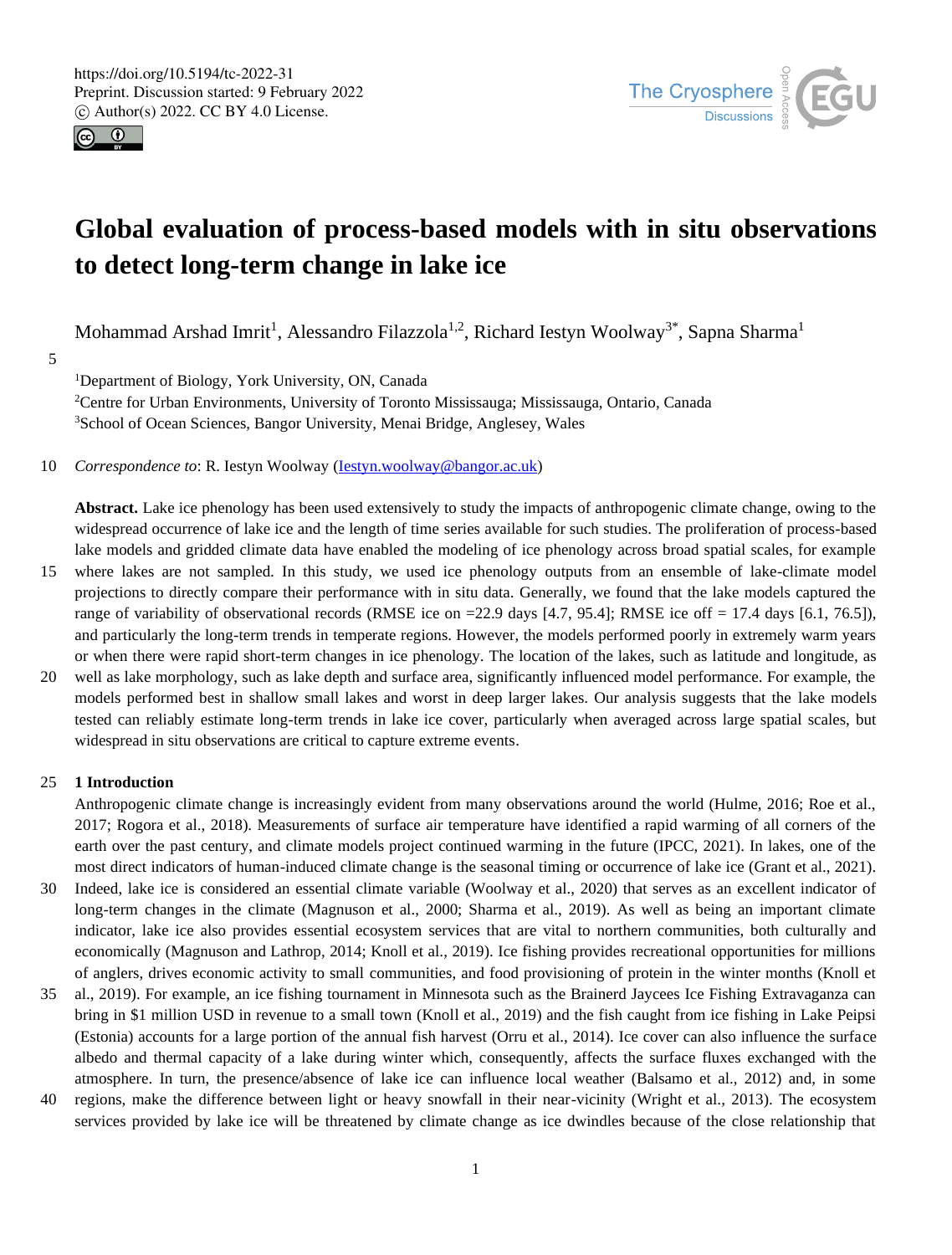# Global evaluation of process-based models with in situ observations to detect long-term change in lake ice

Mohammad Arshad Imrit[1], Alessandro Filazzola[1,2], Richard Iestyn Woolway[3*], Sapna Sharma[1]

[1]Department of Biology, York University, ON, Canada
[2]Centre for Urban Environments, University of Toronto Mississauga; Mississauga, Ontario, Canada
[3]School of Ocean Sciences, Bangor University, Menai Bridge, Anglesey, Wales

*Correspondence to*: R. Iestyn Woolway (Iestyn.woolway@bangor.ac.uk)

**Abstract.** Lake ice phenology has been used extensively to study the impacts of anthropogenic climate change, owing to the widespread occurrence of lake ice and the length of time series available for such studies. The proliferation of process-based lake models and gridded climate data have enabled the modeling of ice phenology across broad spatial scales, for example where lakes are not sampled. In this study, we used ice phenology outputs from an ensemble of lake-climate model projections to directly compare their performance with in situ data. Generally, we found that the lake models captured the range of variability of observational records (RMSE ice on =22.9 days [4.7, 95.4]; RMSE ice off = 17.4 days [6.1, 76.5]), and particularly the long-term trends in temperate regions. However, the models performed poorly in extremely warm years or when there were rapid short-term changes in ice phenology. The location of the lakes, such as latitude and longitude, as well as lake morphology, such as lake depth and surface area, significantly influenced model performance. For example, the models performed best in shallow small lakes and worst in deep larger lakes. Our analysis suggests that the lake models tested can reliably estimate long-term trends in lake ice cover, particularly when averaged across large spatial scales, but widespread in situ observations are critical to capture extreme events.

## 1 Introduction

Anthropogenic climate change is increasingly evident from many observations around the world (Hulme, 2016; Roe et al., 2017; Rogora et al., 2018). Measurements of surface air temperature have identified a rapid warming of all corners of the earth over the past century, and climate models project continued warming in the future (IPCC, 2021). In lakes, one of the most direct indicators of human-induced climate change is the seasonal timing or occurrence of lake ice (Grant et al., 2021). Indeed, lake ice is considered an essential climate variable (Woolway et al., 2020) that serves as an excellent indicator of long-term changes in the climate (Magnuson et al., 2000; Sharma et al., 2019). As well as being an important climate indicator, lake ice also provides essential ecosystem services that are vital to northern communities, both culturally and economically (Magnuson and Lathrop, 2014; Knoll et al., 2019). Ice fishing provides recreational opportunities for millions of anglers, drives economic activity to small communities, and food provisioning of protein in the winter months (Knoll et al., 2019). For example, an ice fishing tournament in Minnesota such as the Brainerd Jaycees Ice Fishing Extravaganza can bring in $1 million USD in revenue to a small town (Knoll et al., 2019) and the fish caught from ice fishing in Lake Peipsi (Estonia) accounts for a large portion of the annual fish harvest (Orru et al., 2014). Ice cover can also influence the surface albedo and thermal capacity of a lake during winter which, consequently, affects the surface fluxes exchanged with the atmosphere. In turn, the presence/absence of lake ice can influence local weather (Balsamo et al., 2012) and, in some regions, make the difference between light or heavy snowfall in their near-vicinity (Wright et al., 2013). The ecosystem services provided by lake ice will be threatened by climate change as ice dwindles because of the close relationship that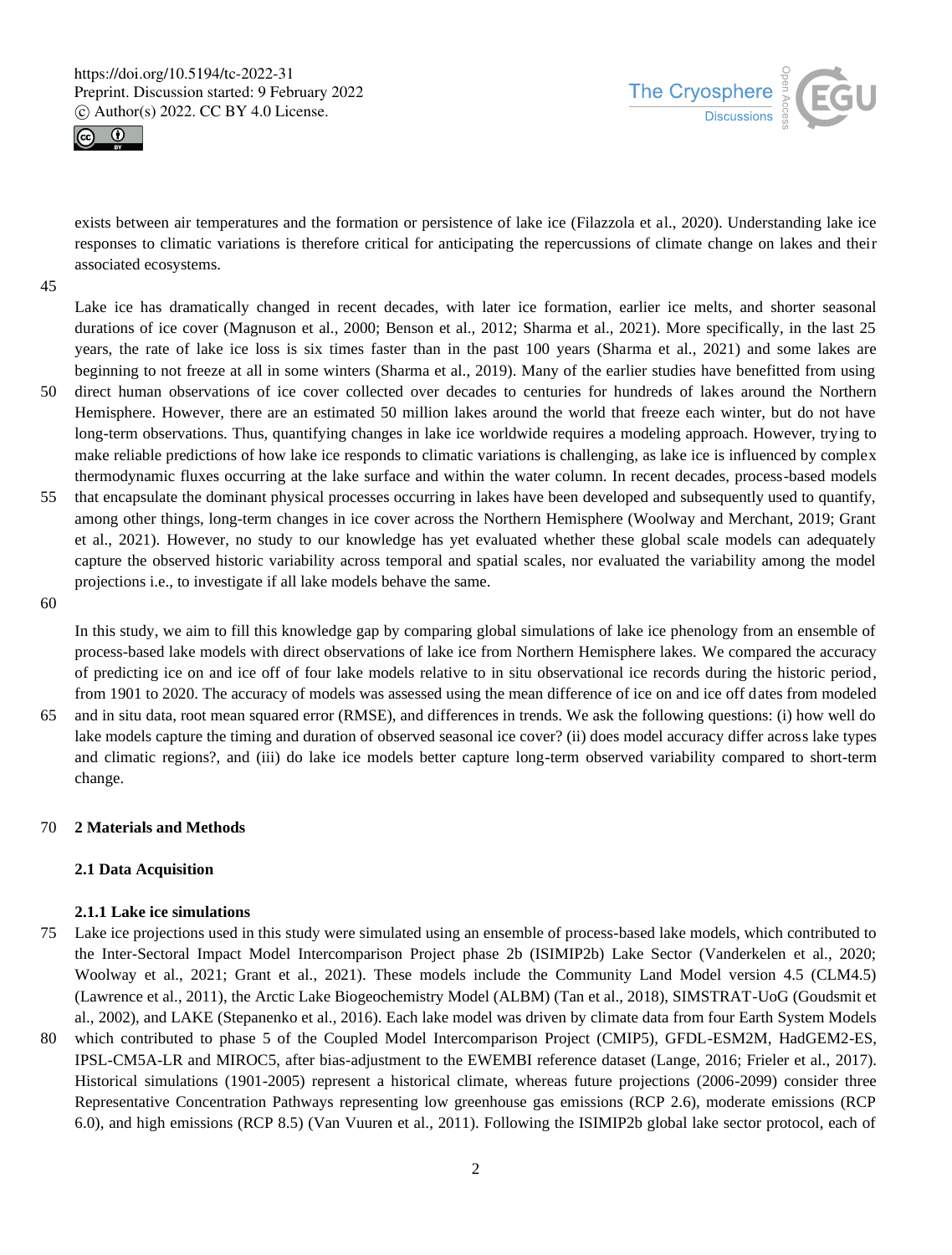exists between air temperatures and the formation or persistence of lake ice (Filazzola et al., 2020). Understanding lake ice responses to climatic variations is therefore critical for anticipating the repercussions of climate change on lakes and their associated ecosystems.

Lake ice has dramatically changed in recent decades, with later ice formation, earlier ice melts, and shorter seasonal durations of ice cover (Magnuson et al., 2000; Benson et al., 2012; Sharma et al., 2021). More specifically, in the last 25 years, the rate of lake ice loss is six times faster than in the past 100 years (Sharma et al., 2021) and some lakes are beginning to not freeze at all in some winters (Sharma et al., 2019). Many of the earlier studies have benefitted from using direct human observations of ice cover collected over decades to centuries for hundreds of lakes around the Northern Hemisphere. However, there are an estimated 50 million lakes around the world that freeze each winter, but do not have long-term observations. Thus, quantifying changes in lake ice worldwide requires a modeling approach. However, trying to make reliable predictions of how lake ice responds to climatic variations is challenging, as lake ice is influenced by complex thermodynamic fluxes occurring at the lake surface and within the water column. In recent decades, process-based models that encapsulate the dominant physical processes occurring in lakes have been developed and subsequently used to quantify, among other things, long-term changes in ice cover across the Northern Hemisphere (Woolway and Merchant, 2019; Grant et al., 2021). However, no study to our knowledge has yet evaluated whether these global scale models can adequately capture the observed historic variability across temporal and spatial scales, nor evaluated the variability among the model projections i.e., to investigate if all lake models behave the same.

In this study, we aim to fill this knowledge gap by comparing global simulations of lake ice phenology from an ensemble of process-based lake models with direct observations of lake ice from Northern Hemisphere lakes. We compared the accuracy of predicting ice on and ice off of four lake models relative to in situ observational ice records during the historic period, from 1901 to 2020. The accuracy of models was assessed using the mean difference of ice on and ice off dates from modeled and in situ data, root mean squared error (RMSE), and differences in trends. We ask the following questions: (i) how well do lake models capture the timing and duration of observed seasonal ice cover? (ii) does model accuracy differ across lake types and climatic regions?, and (iii) do lake ice models better capture long-term observed variability compared to short-term change.

## 2 Materials and Methods

### 2.1 Data Acquisition

#### 2.1.1 Lake ice simulations

Lake ice projections used in this study were simulated using an ensemble of process-based lake models, which contributed to the Inter-Sectoral Impact Model Intercomparison Project phase 2b (ISIMIP2b) Lake Sector (Vanderkelen et al., 2020; Woolway et al., 2021; Grant et al., 2021). These models include the Community Land Model version 4.5 (CLM4.5) (Lawrence et al., 2011), the Arctic Lake Biogeochemistry Model (ALBM) (Tan et al., 2018), SIMSTRAT-UoG (Goudsmit et al., 2002), and LAKE (Stepanenko et al., 2016). Each lake model was driven by climate data from four Earth System Models which contributed to phase 5 of the Coupled Model Intercomparison Project (CMIP5), GFDL-ESM2M, HadGEM2-ES, IPSL-CM5A-LR and MIROC5, after bias-adjustment to the EWEMBI reference dataset (Lange, 2016; Frieler et al., 2017). Historical simulations (1901-2005) represent a historical climate, whereas future projections (2006-2099) consider three Representative Concentration Pathways representing low greenhouse gas emissions (RCP 2.6), moderate emissions (RCP 6.0), and high emissions (RCP 8.5) (Van Vuuren et al., 2011). Following the ISIMIP2b global lake sector protocol, each of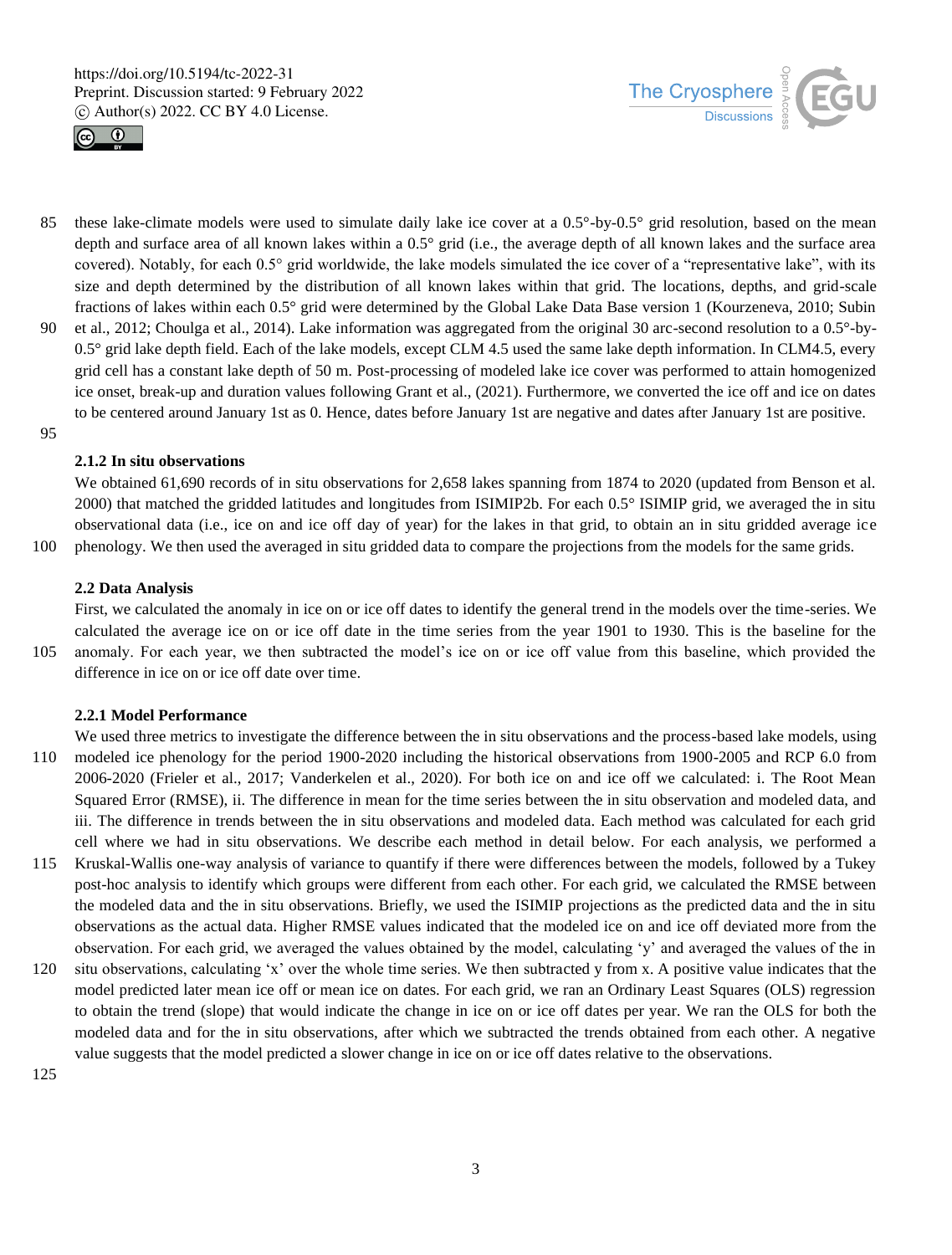these lake-climate models were used to simulate daily lake ice cover at a 0.5°-by-0.5° grid resolution, based on the mean depth and surface area of all known lakes within a 0.5° grid (i.e., the average depth of all known lakes and the surface area covered). Notably, for each 0.5° grid worldwide, the lake models simulated the ice cover of a "representative lake", with its size and depth determined by the distribution of all known lakes within that grid. The locations, depths, and grid-scale fractions of lakes within each 0.5° grid were determined by the Global Lake Data Base version 1 (Kourzeneva, 2010; Subin et al., 2012; Choulga et al., 2014). Lake information was aggregated from the original 30 arc-second resolution to a 0.5°-by-0.5° grid lake depth field. Each of the lake models, except CLM 4.5 used the same lake depth information. In CLM4.5, every grid cell has a constant lake depth of 50 m. Post-processing of modeled lake ice cover was performed to attain homogenized ice onset, break-up and duration values following Grant et al., (2021). Furthermore, we converted the ice off and ice on dates to be centered around January 1st as 0. Hence, dates before January 1st are negative and dates after January 1st are positive.

### 2.1.2 In situ observations

We obtained 61,690 records of in situ observations for 2,658 lakes spanning from 1874 to 2020 (updated from Benson et al. 2000) that matched the gridded latitudes and longitudes from ISIMIP2b. For each 0.5° ISIMIP grid, we averaged the in situ observational data (i.e., ice on and ice off day of year) for the lakes in that grid, to obtain an in situ gridded average ice phenology. We then used the averaged in situ gridded data to compare the projections from the models for the same grids.

## 2.2 Data Analysis

First, we calculated the anomaly in ice on or ice off dates to identify the general trend in the models over the time-series. We calculated the average ice on or ice off date in the time series from the year 1901 to 1930. This is the baseline for the anomaly. For each year, we then subtracted the model's ice on or ice off value from this baseline, which provided the difference in ice on or ice off date over time.

### 2.2.1 Model Performance

We used three metrics to investigate the difference between the in situ observations and the process-based lake models, using modeled ice phenology for the period 1900-2020 including the historical observations from 1900-2005 and RCP 6.0 from 2006-2020 (Frieler et al., 2017; Vanderkelen et al., 2020). For both ice on and ice off we calculated: i. The Root Mean Squared Error (RMSE), ii. The difference in mean for the time series between the in situ observation and modeled data, and iii. The difference in trends between the in situ observations and modeled data. Each method was calculated for each grid cell where we had in situ observations. We describe each method in detail below. For each analysis, we performed a Kruskal-Wallis one-way analysis of variance to quantify if there were differences between the models, followed by a Tukey post-hoc analysis to identify which groups were different from each other. For each grid, we calculated the RMSE between the modeled data and the in situ observations. Briefly, we used the ISIMIP projections as the predicted data and the in situ observations as the actual data. Higher RMSE values indicated that the modeled ice on and ice off deviated more from the observation. For each grid, we averaged the values obtained by the model, calculating 'y' and averaged the values of the in situ observations, calculating 'x' over the whole time series. We then subtracted y from x. A positive value indicates that the model predicted later mean ice off or mean ice on dates. For each grid, we ran an Ordinary Least Squares (OLS) regression to obtain the trend (slope) that would indicate the change in ice on or ice off dates per year. We ran the OLS for both the modeled data and for the in situ observations, after which we subtracted the trends obtained from each other. A negative value suggests that the model predicted a slower change in ice on or ice off dates relative to the observations.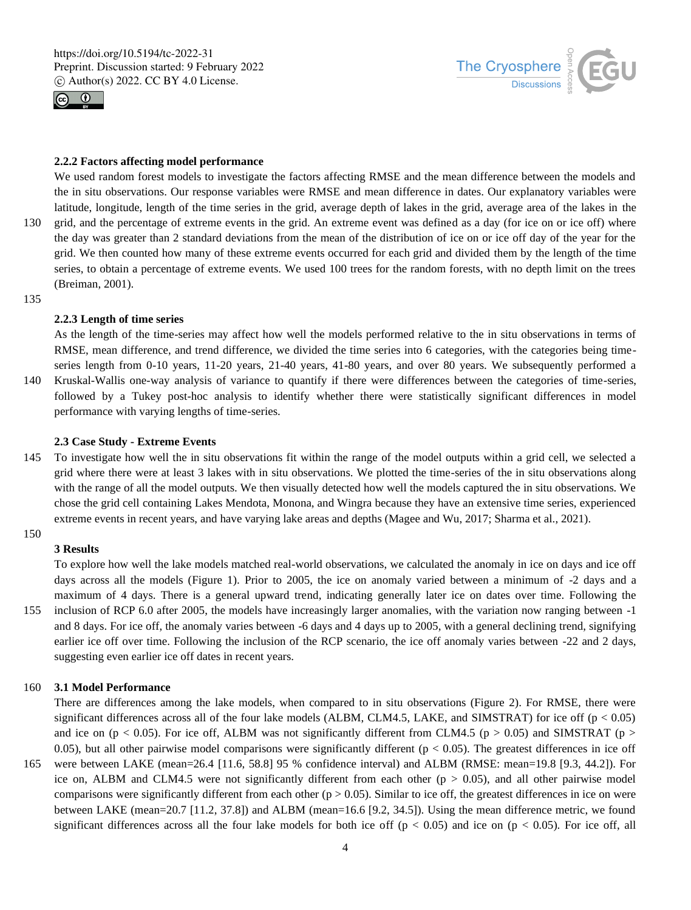### 2.2.2 Factors affecting model performance

We used random forest models to investigate the factors affecting RMSE and the mean difference between the models and the in situ observations. Our response variables were RMSE and mean difference in dates. Our explanatory variables were latitude, longitude, length of the time series in the grid, average depth of lakes in the grid, average area of the lakes in the grid, and the percentage of extreme events in the grid. An extreme event was defined as a day (for ice on or ice off) where the day was greater than 2 standard deviations from the mean of the distribution of ice on or ice off day of the year for the grid. We then counted how many of these extreme events occurred for each grid and divided them by the length of the time series, to obtain a percentage of extreme events. We used 100 trees for the random forests, with no depth limit on the trees (Breiman, 2001).

### 2.2.3 Length of time series

As the length of the time-series may affect how well the models performed relative to the in situ observations in terms of RMSE, mean difference, and trend difference, we divided the time series into 6 categories, with the categories being time-series length from 0-10 years, 11-20 years, 21-40 years, 41-80 years, and over 80 years. We subsequently performed a Kruskal-Wallis one-way analysis of variance to quantify if there were differences between the categories of time-series, followed by a Tukey post-hoc analysis to identify whether there were statistically significant differences in model performance with varying lengths of time-series.

### 2.3 Case Study - Extreme Events

To investigate how well the in situ observations fit within the range of the model outputs within a grid cell, we selected a grid where there were at least 3 lakes with in situ observations. We plotted the time-series of the in situ observations along with the range of all the model outputs. We then visually detected how well the models captured the in situ observations. We chose the grid cell containing Lakes Mendota, Monona, and Wingra because they have an extensive time series, experienced extreme events in recent years, and have varying lake areas and depths (Magee and Wu, 2017; Sharma et al., 2021).

## 3 Results

To explore how well the lake models matched real-world observations, we calculated the anomaly in ice on days and ice off days across all the models (Figure 1). Prior to 2005, the ice on anomaly varied between a minimum of -2 days and a maximum of 4 days. There is a general upward trend, indicating generally later ice on dates over time. Following the inclusion of RCP 6.0 after 2005, the models have increasingly larger anomalies, with the variation now ranging between -1 and 8 days. For ice off, the anomaly varies between -6 days and 4 days up to 2005, with a general declining trend, signifying earlier ice off over time. Following the inclusion of the RCP scenario, the ice off anomaly varies between -22 and 2 days, suggesting even earlier ice off dates in recent years.

### 3.1 Model Performance

There are differences among the lake models, when compared to in situ observations (Figure 2). For RMSE, there were significant differences across all of the four lake models (ALBM, CLM4.5, LAKE, and SIMSTRAT) for ice off ($p < 0.05$) and ice on ($p < 0.05$). For ice off, ALBM was not significantly different from CLM4.5 ($p > 0.05$) and SIMSTRAT ($p > 0.05$), but all other pairwise model comparisons were significantly different ($p < 0.05$). The greatest differences in ice off were between LAKE (mean=26.4 [11.6, 58.8] 95 % confidence interval) and ALBM (RMSE: mean=19.8 [9.3, 44.2]). For ice on, ALBM and CLM4.5 were not significantly different from each other ($p > 0.05$), and all other pairwise model comparisons were significantly different from each other ($p > 0.05$). Similar to ice off, the greatest differences in ice on were between LAKE (mean=20.7 [11.2, 37.8]) and ALBM (mean=16.6 [9.2, 34.5]). Using the mean difference metric, we found significant differences across all the four lake models for both ice off ($p < 0.05$) and ice on ($p < 0.05$). For ice off, all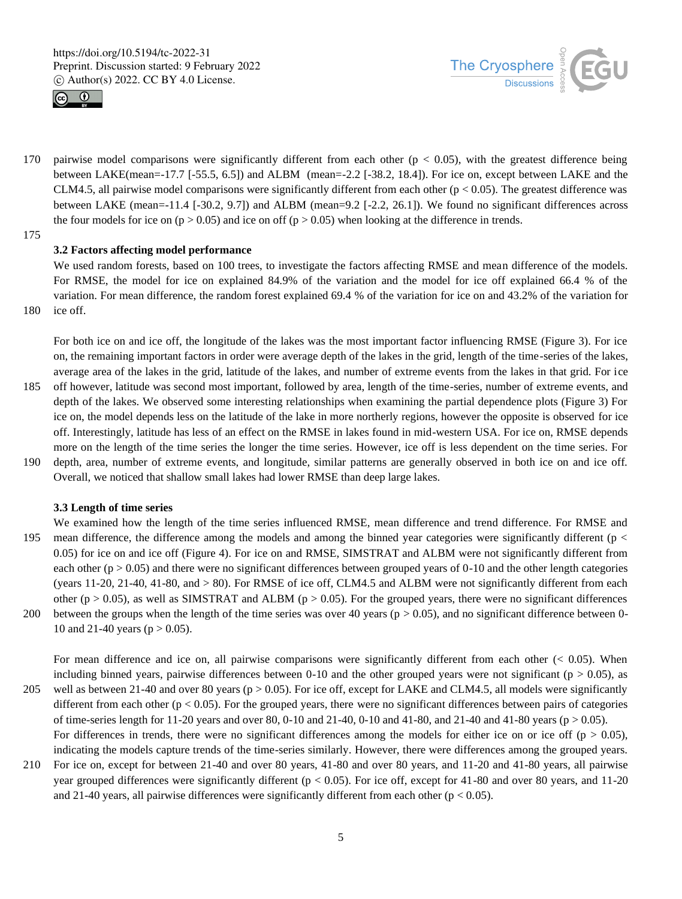pairwise model comparisons were significantly different from each other ($p < 0.05$), with the greatest difference being between LAKE(mean=-17.7 [-55.5, 6.5]) and ALBM (mean=-2.2 [-38.2, 18.4]). For ice on, except between LAKE and the CLM4.5, all pairwise model comparisons were significantly different from each other ($p < 0.05$). The greatest difference was between LAKE (mean=-11.4 [-30.2, 9.7]) and ALBM (mean=9.2 [-2.2, 26.1]). We found no significant differences across the four models for ice on ($p > 0.05$) and ice on off ($p > 0.05$) when looking at the difference in trends.

### 3.2 Factors affecting model performance

We used random forests, based on 100 trees, to investigate the factors affecting RMSE and mean difference of the models. For RMSE, the model for ice on explained 84.9% of the variation and the model for ice off explained 66.4 % of the variation. For mean difference, the random forest explained 69.4 % of the variation for ice on and 43.2% of the variation for ice off.

For both ice on and ice off, the longitude of the lakes was the most important factor influencing RMSE (Figure 3). For ice on, the remaining important factors in order were average depth of the lakes in the grid, length of the time-series of the lakes, average area of the lakes in the grid, latitude of the lakes, and number of extreme events from the lakes in that grid. For ice off however, latitude was second most important, followed by area, length of the time-series, number of extreme events, and depth of the lakes. We observed some interesting relationships when examining the partial dependence plots (Figure 3) For ice on, the model depends less on the latitude of the lake in more northerly regions, however the opposite is observed for ice off. Interestingly, latitude has less of an effect on the RMSE in lakes found in mid-western USA. For ice on, RMSE depends more on the length of the time series the longer the time series. However, ice off is less dependent on the time series. For depth, area, number of extreme events, and longitude, similar patterns are generally observed in both ice on and ice off. Overall, we noticed that shallow small lakes had lower RMSE than deep large lakes.

### 3.3 Length of time series

We examined how the length of the time series influenced RMSE, mean difference and trend difference. For RMSE and mean difference, the difference among the models and among the binned year categories were significantly different ($p < 0.05$) for ice on and ice off (Figure 4). For ice on and RMSE, SIMSTRAT and ALBM were not significantly different from each other ($p > 0.05$) and there were no significant differences between grouped years of 0-10 and the other length categories (years 11-20, 21-40, 41-80, and > 80). For RMSE of ice off, CLM4.5 and ALBM were not significantly different from each other ($p > 0.05$), as well as SIMSTRAT and ALBM ($p > 0.05$). For the grouped years, there were no significant differences between the groups when the length of the time series was over 40 years ($p > 0.05$), and no significant difference between 0-10 and 21-40 years ($p > 0.05$).

For mean difference and ice on, all pairwise comparisons were significantly different from each other (< 0.05). When including binned years, pairwise differences between 0-10 and the other grouped years were not significant ($p > 0.05$), as well as between 21-40 and over 80 years ($p > 0.05$). For ice off, except for LAKE and CLM4.5, all models were significantly different from each other ($p < 0.05$). For the grouped years, there were no significant differences between pairs of categories of time-series length for 11-20 years and over 80, 0-10 and 21-40, 0-10 and 41-80, and 21-40 and 41-80 years ($p > 0.05$). For differences in trends, there were no significant differences among the models for either ice on or ice off ($p > 0.05$), indicating the models capture trends of the time-series similarly. However, there were differences among the grouped years. For ice on, except for between 21-40 and over 80 years, 41-80 and over 80 years, and 11-20 and 41-80 years, all pairwise year grouped differences were significantly different ($p < 0.05$). For ice off, except for 41-80 and over 80 years, and 11-20 and 21-40 years, all pairwise differences were significantly different from each other ($p < 0.05$).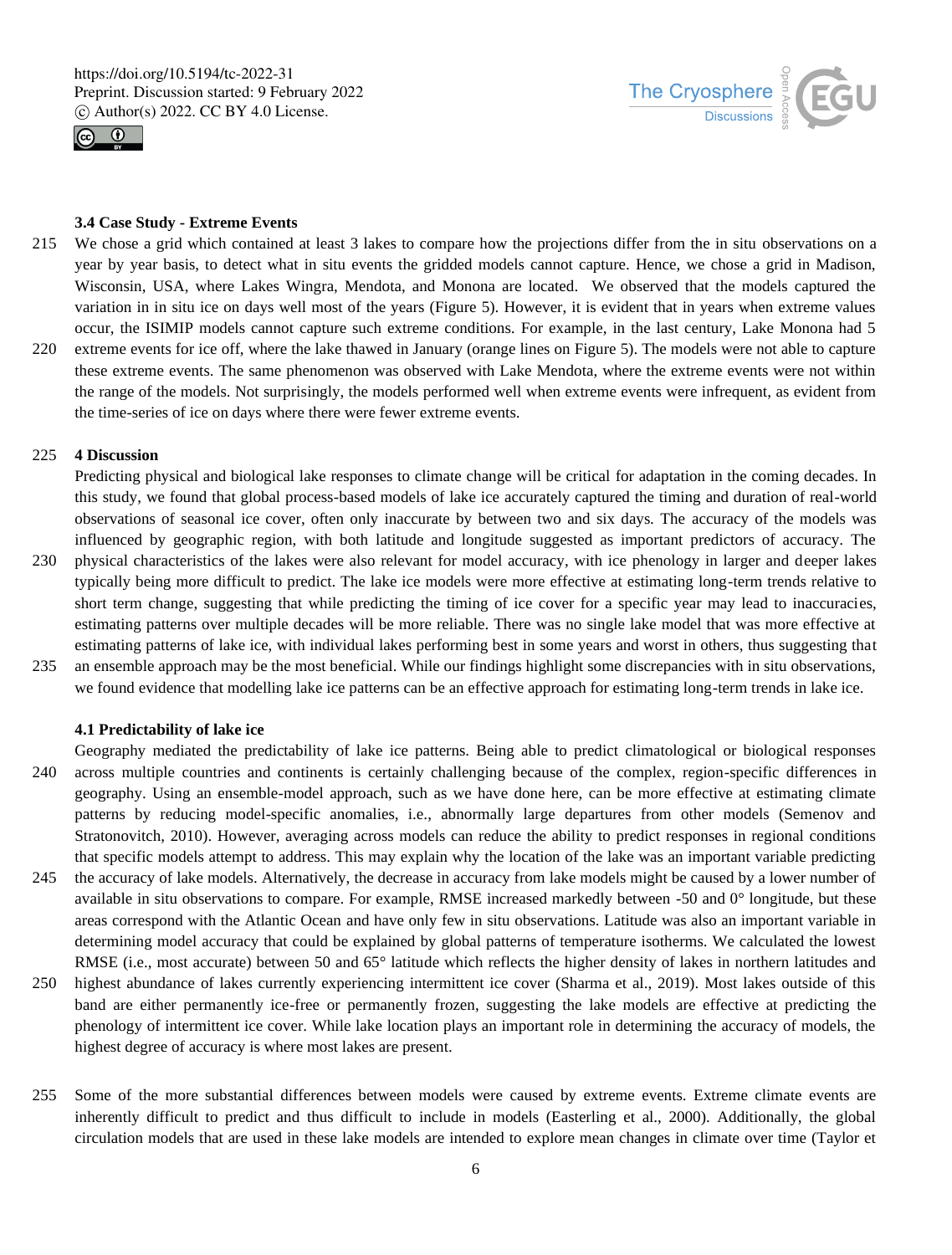### 3.4 Case Study - Extreme Events

We chose a grid which contained at least 3 lakes to compare how the projections differ from the in situ observations on a year by year basis, to detect what in situ events the gridded models cannot capture. Hence, we chose a grid in Madison, Wisconsin, USA, where Lakes Wingra, Mendota, and Monona are located. We observed that the models captured the variation in in situ ice on days well most of the years (Figure 5). However, it is evident that in years when extreme values occur, the ISIMIP models cannot capture such extreme conditions. For example, in the last century, Lake Monona had 5 extreme events for ice off, where the lake thawed in January (orange lines on Figure 5). The models were not able to capture these extreme events. The same phenomenon was observed with Lake Mendota, where the extreme events were not within the range of the models. Not surprisingly, the models performed well when extreme events were infrequent, as evident from the time-series of ice on days where there were fewer extreme events.

## 4 Discussion

Predicting physical and biological lake responses to climate change will be critical for adaptation in the coming decades. In this study, we found that global process-based models of lake ice accurately captured the timing and duration of real-world observations of seasonal ice cover, often only inaccurate by between two and six days. The accuracy of the models was influenced by geographic region, with both latitude and longitude suggested as important predictors of accuracy. The physical characteristics of the lakes were also relevant for model accuracy, with ice phenology in larger and deeper lakes typically being more difficult to predict. The lake ice models were more effective at estimating long-term trends relative to short term change, suggesting that while predicting the timing of ice cover for a specific year may lead to inaccuracies, estimating patterns over multiple decades will be more reliable. There was no single lake model that was more effective at estimating patterns of lake ice, with individual lakes performing best in some years and worst in others, thus suggesting that an ensemble approach may be the most beneficial. While our findings highlight some discrepancies with in situ observations, we found evidence that modelling lake ice patterns can be an effective approach for estimating long-term trends in lake ice.

### 4.1 Predictability of lake ice

Geography mediated the predictability of lake ice patterns. Being able to predict climatological or biological responses across multiple countries and continents is certainly challenging because of the complex, region-specific differences in geography. Using an ensemble-model approach, such as we have done here, can be more effective at estimating climate patterns by reducing model-specific anomalies, i.e., abnormally large departures from other models (Semenov and Stratonovitch, 2010). However, averaging across models can reduce the ability to predict responses in regional conditions that specific models attempt to address. This may explain why the location of the lake was an important variable predicting the accuracy of lake models. Alternatively, the decrease in accuracy from lake models might be caused by a lower number of available in situ observations to compare. For example, RMSE increased markedly between -50 and 0° longitude, but these areas correspond with the Atlantic Ocean and have only few in situ observations. Latitude was also an important variable in determining model accuracy that could be explained by global patterns of temperature isotherms. We calculated the lowest RMSE (i.e., most accurate) between 50 and 65° latitude which reflects the higher density of lakes in northern latitudes and highest abundance of lakes currently experiencing intermittent ice cover (Sharma et al., 2019). Most lakes outside of this band are either permanently ice-free or permanently frozen, suggesting the lake models are effective at predicting the phenology of intermittent ice cover. While lake location plays an important role in determining the accuracy of models, the highest degree of accuracy is where most lakes are present.

Some of the more substantial differences between models were caused by extreme events. Extreme climate events are inherently difficult to predict and thus difficult to include in models (Easterling et al., 2000). Additionally, the global circulation models that are used in these lake models are intended to explore mean changes in climate over time (Taylor et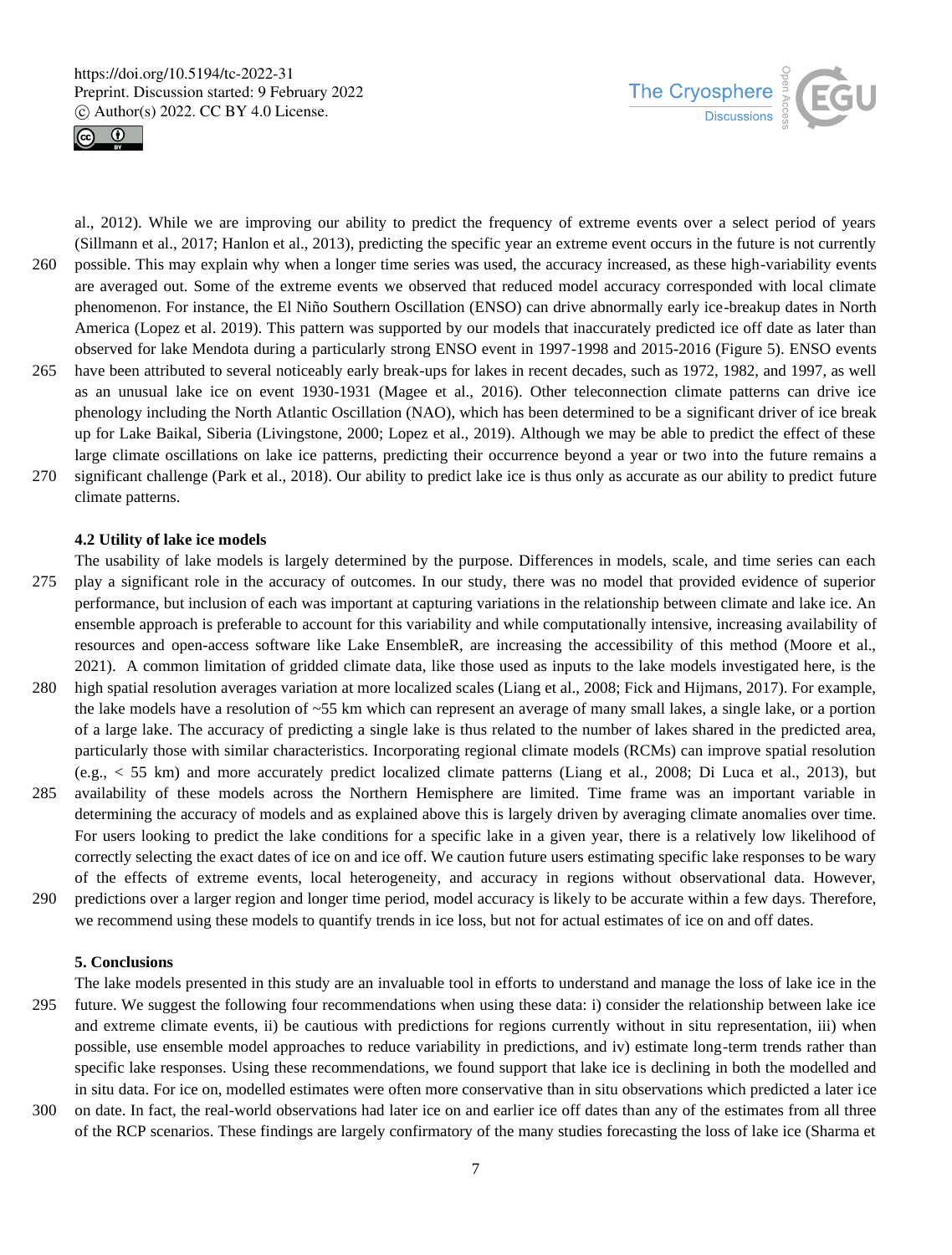al., 2012). While we are improving our ability to predict the frequency of extreme events over a select period of years (Sillmann et al., 2017; Hanlon et al., 2013), predicting the specific year an extreme event occurs in the future is not currently possible. This may explain why when a longer time series was used, the accuracy increased, as these high-variability events are averaged out. Some of the extreme events we observed that reduced model accuracy corresponded with local climate phenomenon. For instance, the El Niño Southern Oscillation (ENSO) can drive abnormally early ice-breakup dates in North America (Lopez et al. 2019). This pattern was supported by our models that inaccurately predicted ice off date as later than observed for lake Mendota during a particularly strong ENSO event in 1997-1998 and 2015-2016 (Figure 5). ENSO events have been attributed to several noticeably early break-ups for lakes in recent decades, such as 1972, 1982, and 1997, as well as an unusual lake ice on event 1930-1931 (Magee et al., 2016). Other teleconnection climate patterns can drive ice phenology including the North Atlantic Oscillation (NAO), which has been determined to be a significant driver of ice break up for Lake Baikal, Siberia (Livingstone, 2000; Lopez et al., 2019). Although we may be able to predict the effect of these large climate oscillations on lake ice patterns, predicting their occurrence beyond a year or two into the future remains a significant challenge (Park et al., 2018). Our ability to predict lake ice is thus only as accurate as our ability to predict future climate patterns.

### 4.2 Utility of lake ice models

The usability of lake models is largely determined by the purpose. Differences in models, scale, and time series can each play a significant role in the accuracy of outcomes. In our study, there was no model that provided evidence of superior performance, but inclusion of each was important at capturing variations in the relationship between climate and lake ice. An ensemble approach is preferable to account for this variability and while computationally intensive, increasing availability of resources and open-access software like Lake EnsembleR, are increasing the accessibility of this method (Moore et al., 2021). A common limitation of gridded climate data, like those used as inputs to the lake models investigated here, is the high spatial resolution averages variation at more localized scales (Liang et al., 2008; Fick and Hijmans, 2017). For example, the lake models have a resolution of ~55 km which can represent an average of many small lakes, a single lake, or a portion of a large lake. The accuracy of predicting a single lake is thus related to the number of lakes shared in the predicted area, particularly those with similar characteristics. Incorporating regional climate models (RCMs) can improve spatial resolution (e.g., < 55 km) and more accurately predict localized climate patterns (Liang et al., 2008; Di Luca et al., 2013), but availability of these models across the Northern Hemisphere are limited. Time frame was an important variable in determining the accuracy of models and as explained above this is largely driven by averaging climate anomalies over time. For users looking to predict the lake conditions for a specific lake in a given year, there is a relatively low likelihood of correctly selecting the exact dates of ice on and ice off. We caution future users estimating specific lake responses to be wary of the effects of extreme events, local heterogeneity, and accuracy in regions without observational data. However, predictions over a larger region and longer time period, model accuracy is likely to be accurate within a few days. Therefore, we recommend using these models to quantify trends in ice loss, but not for actual estimates of ice on and off dates.

## 5. Conclusions

The lake models presented in this study are an invaluable tool in efforts to understand and manage the loss of lake ice in the future. We suggest the following four recommendations when using these data: i) consider the relationship between lake ice and extreme climate events, ii) be cautious with predictions for regions currently without in situ representation, iii) when possible, use ensemble model approaches to reduce variability in predictions, and iv) estimate long-term trends rather than specific lake responses. Using these recommendations, we found support that lake ice is declining in both the modelled and in situ data. For ice on, modelled estimates were often more conservative than in situ observations which predicted a later ice on date. In fact, the real-world observations had later ice on and earlier ice off dates than any of the estimates from all three of the RCP scenarios. These findings are largely confirmatory of the many studies forecasting the loss of lake ice (Sharma et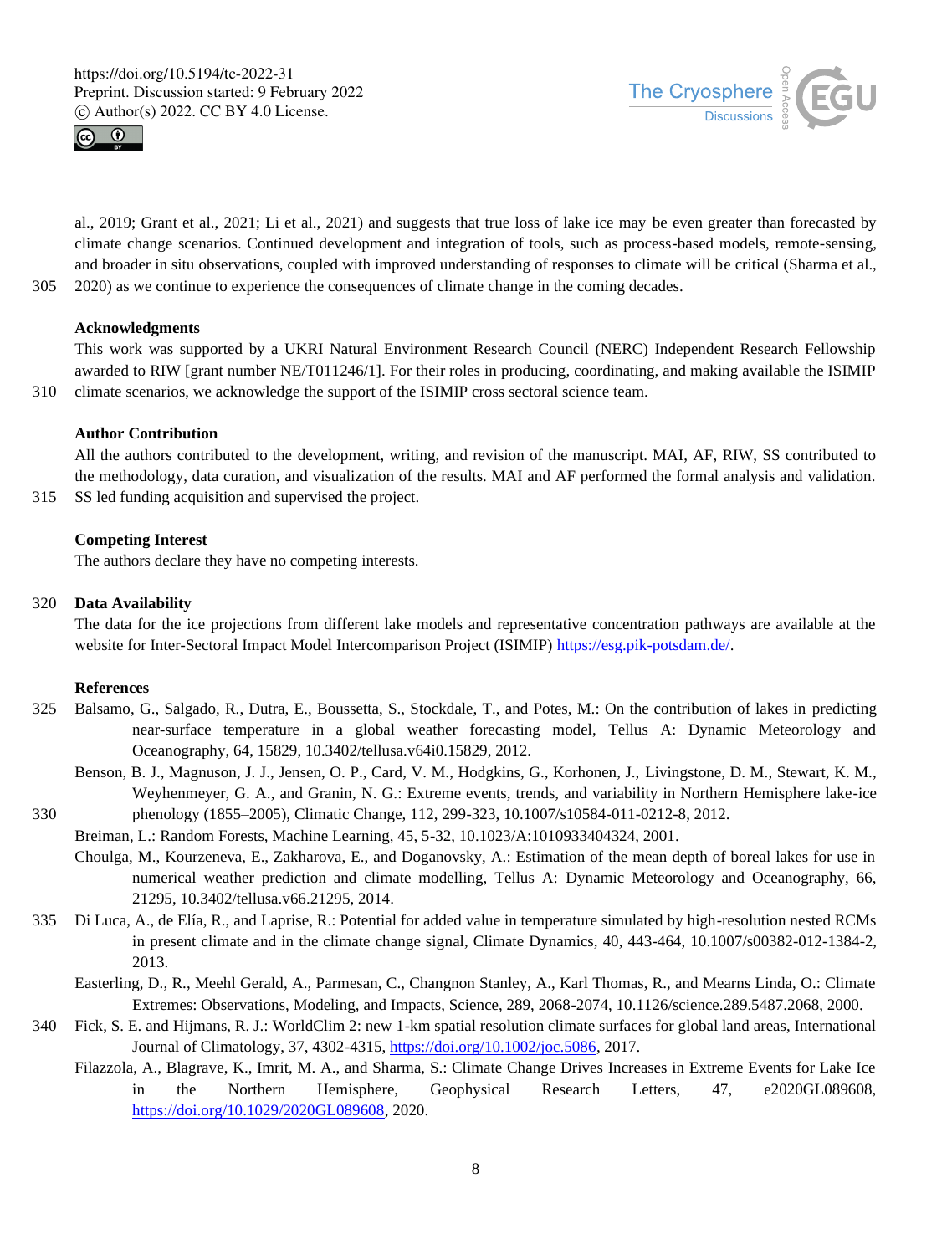al., 2019; Grant et al., 2021; Li et al., 2021) and suggests that true loss of lake ice may be even greater than forecasted by climate change scenarios. Continued development and integration of tools, such as process-based models, remote-sensing, and broader in situ observations, coupled with improved understanding of responses to climate will be critical (Sharma et al., 2020) as we continue to experience the consequences of climate change in the coming decades.

## Acknowledgments

This work was supported by a UKRI Natural Environment Research Council (NERC) Independent Research Fellowship awarded to RIW [grant number NE/T011246/1]. For their roles in producing, coordinating, and making available the ISIMIP climate scenarios, we acknowledge the support of the ISIMIP cross sectoral science team.

## Author Contribution

All the authors contributed to the development, writing, and revision of the manuscript. MAI, AF, RIW, SS contributed to the methodology, data curation, and visualization of the results. MAI and AF performed the formal analysis and validation. SS led funding acquisition and supervised the project.

## Competing Interest

The authors declare they have no competing interests.

## Data Availability

The data for the ice projections from different lake models and representative concentration pathways are available at the website for Inter-Sectoral Impact Model Intercomparison Project (ISIMIP) https://esg.pik-potsdam.de/.

## References

Balsamo, G., Salgado, R., Dutra, E., Boussetta, S., Stockdale, T., and Potes, M.: On the contribution of lakes in predicting near-surface temperature in a global weather forecasting model, Tellus A: Dynamic Meteorology and Oceanography, 64, 15829, 10.3402/tellusa.v64i0.15829, 2012.

Benson, B. J., Magnuson, J. J., Jensen, O. P., Card, V. M., Hodgkins, G., Korhonen, J., Livingstone, D. M., Stewart, K. M., Weyhenmeyer, G. A., and Granin, N. G.: Extreme events, trends, and variability in Northern Hemisphere lake-ice phenology (1855–2005), Climatic Change, 112, 299-323, 10.1007/s10584-011-0212-8, 2012.

Breiman, L.: Random Forests, Machine Learning, 45, 5-32, 10.1023/A:1010933404324, 2001.

Choulga, M., Kourzeneva, E., Zakharova, E., and Doganovsky, A.: Estimation of the mean depth of boreal lakes for use in numerical weather prediction and climate modelling, Tellus A: Dynamic Meteorology and Oceanography, 66, 21295, 10.3402/tellusa.v66.21295, 2014.

Di Luca, A., de Elía, R., and Laprise, R.: Potential for added value in temperature simulated by high-resolution nested RCMs in present climate and in the climate change signal, Climate Dynamics, 40, 443-464, 10.1007/s00382-012-1384-2, 2013.

Easterling, D., R., Meehl Gerald, A., Parmesan, C., Changnon Stanley, A., Karl Thomas, R., and Mearns Linda, O.: Climate Extremes: Observations, Modeling, and Impacts, Science, 289, 2068-2074, 10.1126/science.289.5487.2068, 2000.

Fick, S. E. and Hijmans, R. J.: WorldClim 2: new 1-km spatial resolution climate surfaces for global land areas, International Journal of Climatology, 37, 4302-4315, https://doi.org/10.1002/joc.5086, 2017.

Filazzola, A., Blagrave, K., Imrit, M. A., and Sharma, S.: Climate Change Drives Increases in Extreme Events for Lake Ice in the Northern Hemisphere, Geophysical Research Letters, 47, e2020GL089608, https://doi.org/10.1029/2020GL089608, 2020.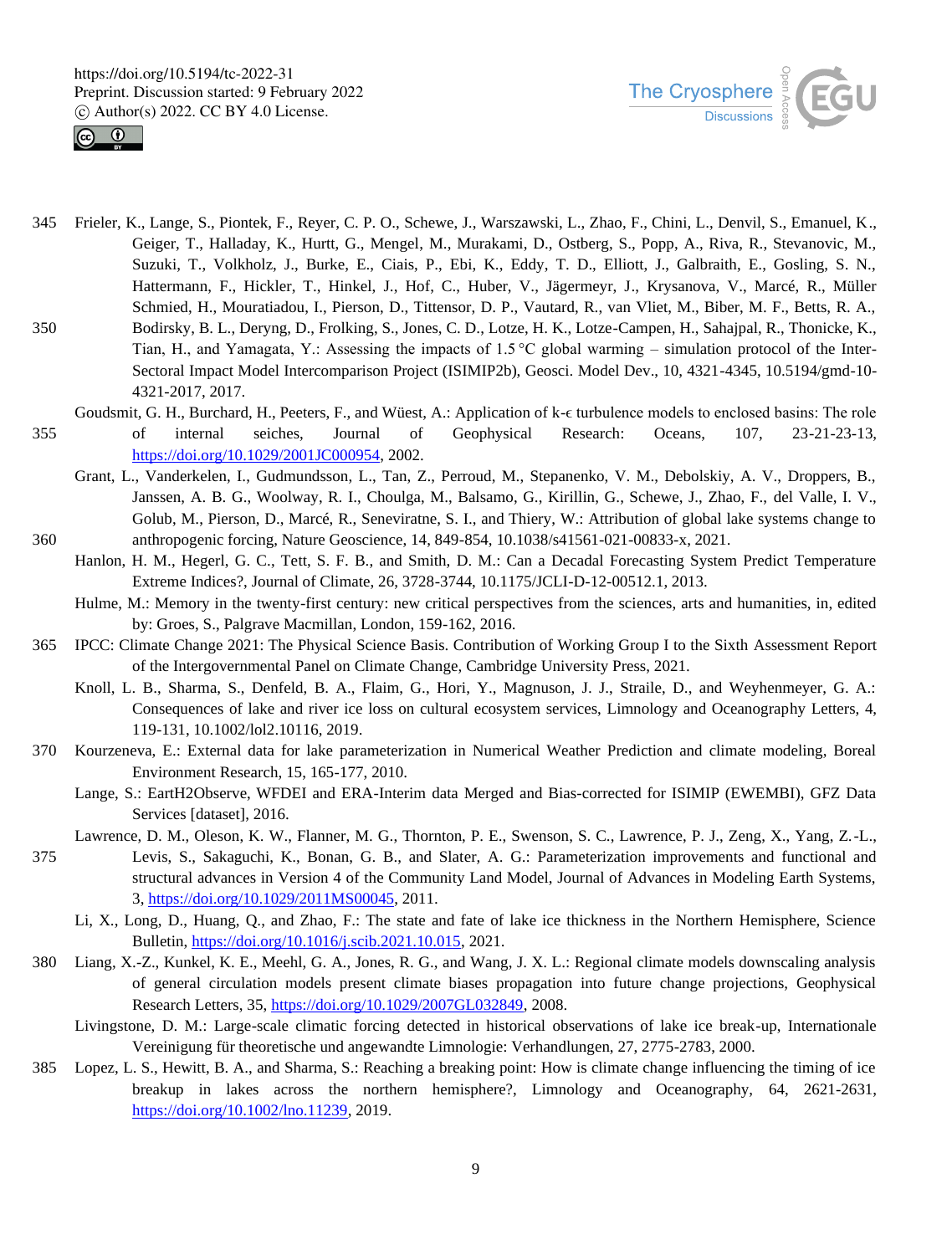Frieler, K., Lange, S., Piontek, F., Reyer, C. P. O., Schewe, J., Warszawski, L., Zhao, F., Chini, L., Denvil, S., Emanuel, K., Geiger, T., Halladay, K., Hurtt, G., Mengel, M., Murakami, D., Ostberg, S., Popp, A., Riva, R., Stevanovic, M., Suzuki, T., Volkholz, J., Burke, E., Ciais, P., Ebi, K., Eddy, T. D., Elliott, J., Galbraith, E., Gosling, S. N., Hattermann, F., Hickler, T., Hinkel, J., Hof, C., Huber, V., Jägermeyr, J., Krysanova, V., Marcé, R., Müller Schmied, H., Mouratiadou, I., Pierson, D., Tittensor, D. P., Vautard, R., van Vliet, M., Biber, M. F., Betts, R. A., Bodirsky, B. L., Deryng, D., Frolking, S., Jones, C. D., Lotze, H. K., Lotze-Campen, H., Sahajpal, R., Thonicke, K., Tian, H., and Yamagata, Y.: Assessing the impacts of 1.5 °C global warming – simulation protocol of the Inter-Sectoral Impact Model Intercomparison Project (ISIMIP2b), Geosci. Model Dev., 10, 4321-4345, 10.5194/gmd-10-4321-2017, 2017.

Goudsmit, G. H., Burchard, H., Peeters, F., and Wüest, A.: Application of k-ϵ turbulence models to enclosed basins: The role of internal seiches, Journal of Geophysical Research: Oceans, 107, 23-21-23-13, https://doi.org/10.1029/2001JC000954, 2002.

Grant, L., Vanderkelen, I., Gudmundsson, L., Tan, Z., Perroud, M., Stepanenko, V. M., Debolskiy, A. V., Droppers, B., Janssen, A. B. G., Woolway, R. I., Choulga, M., Balsamo, G., Kirillin, G., Schewe, J., Zhao, F., del Valle, I. V., Golub, M., Pierson, D., Marcé, R., Seneviratne, S. I., and Thiery, W.: Attribution of global lake systems change to anthropogenic forcing, Nature Geoscience, 14, 849-854, 10.1038/s41561-021-00833-x, 2021.

Hanlon, H. M., Hegerl, G. C., Tett, S. F. B., and Smith, D. M.: Can a Decadal Forecasting System Predict Temperature Extreme Indices?, Journal of Climate, 26, 3728-3744, 10.1175/JCLI-D-12-00512.1, 2013.

Hulme, M.: Memory in the twenty-first century: new critical perspectives from the sciences, arts and humanities, in, edited by: Groes, S., Palgrave Macmillan, London, 159-162, 2016.

IPCC: Climate Change 2021: The Physical Science Basis. Contribution of Working Group I to the Sixth Assessment Report of the Intergovernmental Panel on Climate Change, Cambridge University Press, 2021.

Knoll, L. B., Sharma, S., Denfeld, B. A., Flaim, G., Hori, Y., Magnuson, J. J., Straile, D., and Weyhenmeyer, G. A.: Consequences of lake and river ice loss on cultural ecosystem services, Limnology and Oceanography Letters, 4, 119-131, 10.1002/lol2.10116, 2019.

Kourzeneva, E.: External data for lake parameterization in Numerical Weather Prediction and climate modeling, Boreal Environment Research, 15, 165-177, 2010.

Lange, S.: EartH2Observe, WFDEI and ERA-Interim data Merged and Bias-corrected for ISIMIP (EWEMBI), GFZ Data Services [dataset], 2016.

Lawrence, D. M., Oleson, K. W., Flanner, M. G., Thornton, P. E., Swenson, S. C., Lawrence, P. J., Zeng, X., Yang, Z.-L., Levis, S., Sakaguchi, K., Bonan, G. B., and Slater, A. G.: Parameterization improvements and functional and structural advances in Version 4 of the Community Land Model, Journal of Advances in Modeling Earth Systems, 3, https://doi.org/10.1029/2011MS00045, 2011.

Li, X., Long, D., Huang, Q., and Zhao, F.: The state and fate of lake ice thickness in the Northern Hemisphere, Science Bulletin, https://doi.org/10.1016/j.scib.2021.10.015, 2021.

Liang, X.-Z., Kunkel, K. E., Meehl, G. A., Jones, R. G., and Wang, J. X. L.: Regional climate models downscaling analysis of general circulation models present climate biases propagation into future change projections, Geophysical Research Letters, 35, https://doi.org/10.1029/2007GL032849, 2008.

Livingstone, D. M.: Large-scale climatic forcing detected in historical observations of lake ice break-up, Internationale Vereinigung für theoretische und angewandte Limnologie: Verhandlungen, 27, 2775-2783, 2000.

Lopez, L. S., Hewitt, B. A., and Sharma, S.: Reaching a breaking point: How is climate change influencing the timing of ice breakup in lakes across the northern hemisphere?, Limnology and Oceanography, 64, 2621-2631, https://doi.org/10.1002/lno.11239, 2019.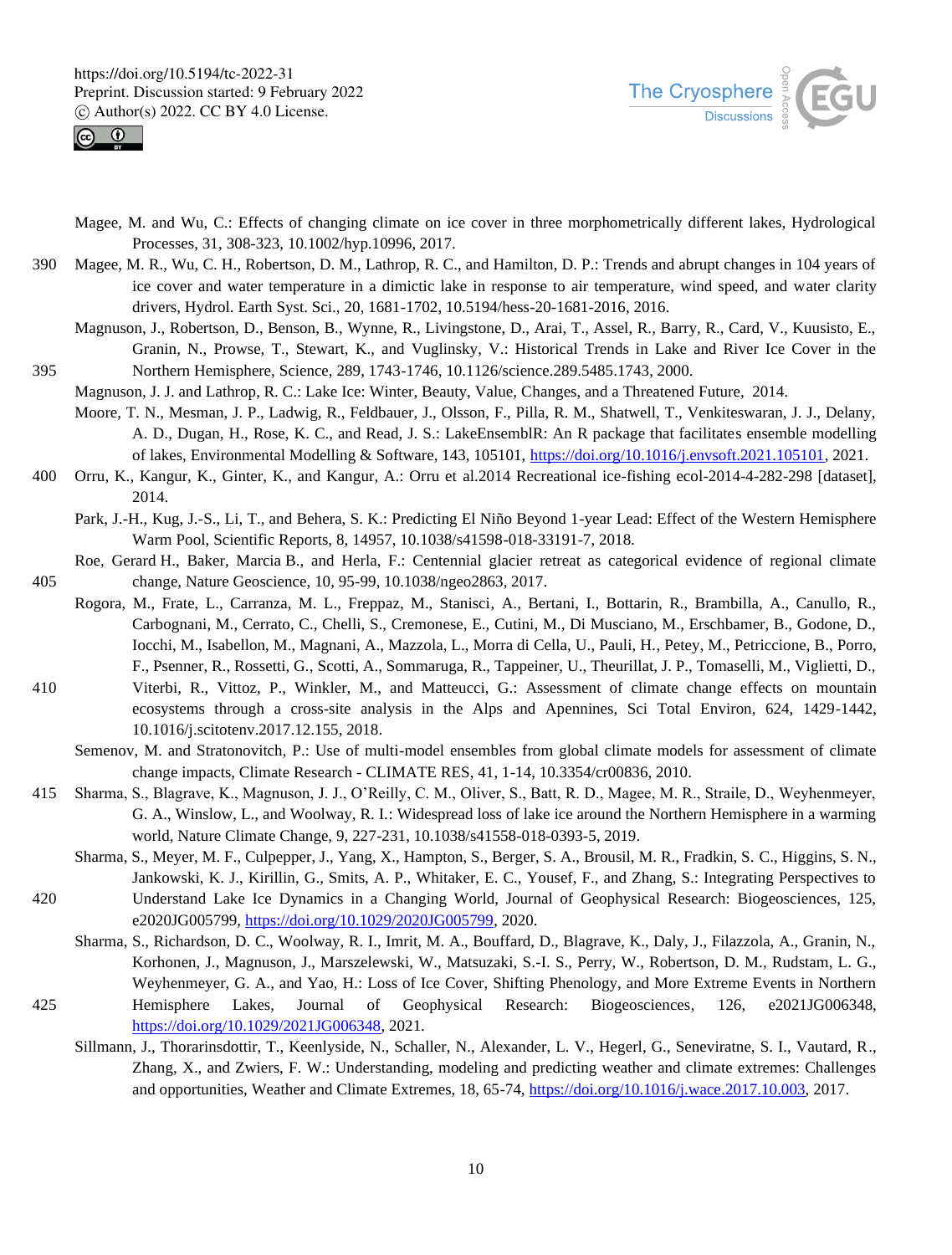Magee, M. and Wu, C.: Effects of changing climate on ice cover in three morphometrically different lakes, Hydrological Processes, 31, 308-323, 10.1002/hyp.10996, 2017.

Magee, M. R., Wu, C. H., Robertson, D. M., Lathrop, R. C., and Hamilton, D. P.: Trends and abrupt changes in 104 years of ice cover and water temperature in a dimictic lake in response to air temperature, wind speed, and water clarity drivers, Hydrol. Earth Syst. Sci., 20, 1681-1702, 10.5194/hess-20-1681-2016, 2016.

Magnuson, J., Robertson, D., Benson, B., Wynne, R., Livingstone, D., Arai, T., Assel, R., Barry, R., Card, V., Kuusisto, E., Granin, N., Prowse, T., Stewart, K., and Vuglinsky, V.: Historical Trends in Lake and River Ice Cover in the Northern Hemisphere, Science, 289, 1743-1746, 10.1126/science.289.5485.1743, 2000.

Magnuson, J. J. and Lathrop, R. C.: Lake Ice: Winter, Beauty, Value, Changes, and a Threatened Future, 2014.

Moore, T. N., Mesman, J. P., Ladwig, R., Feldbauer, J., Olsson, F., Pilla, R. M., Shatwell, T., Venkiteswaran, J. J., Delany, A. D., Dugan, H., Rose, K. C., and Read, J. S.: LakeEnsemblR: An R package that facilitates ensemble modelling of lakes, Environmental Modelling & Software, 143, 105101, https://doi.org/10.1016/j.envsoft.2021.105101, 2021.

Orru, K., Kangur, K., Ginter, K., and Kangur, A.: Orru et al.2014 Recreational ice-fishing ecol-2014-4-282-298 [dataset], 2014.

Park, J.-H., Kug, J.-S., Li, T., and Behera, S. K.: Predicting El Niño Beyond 1-year Lead: Effect of the Western Hemisphere Warm Pool, Scientific Reports, 8, 14957, 10.1038/s41598-018-33191-7, 2018.

Roe, Gerard H., Baker, Marcia B., and Herla, F.: Centennial glacier retreat as categorical evidence of regional climate change, Nature Geoscience, 10, 95-99, 10.1038/ngeo2863, 2017.

Rogora, M., Frate, L., Carranza, M. L., Freppaz, M., Stanisci, A., Bertani, I., Bottarin, R., Brambilla, A., Canullo, R., Carbognani, M., Cerrato, C., Chelli, S., Cremonese, E., Cutini, M., Di Musciano, M., Erschbamer, B., Godone, D., Iocchi, M., Isabellon, M., Magnani, A., Mazzola, L., Morra di Cella, U., Pauli, H., Petey, M., Petriccione, B., Porro, F., Psenner, R., Rossetti, G., Scotti, A., Sommaruga, R., Tappeiner, U., Theurillat, J. P., Tomaselli, M., Viglietti, D., Viterbi, R., Vittoz, P., Winkler, M., and Matteucci, G.: Assessment of climate change effects on mountain ecosystems through a cross-site analysis in the Alps and Apennines, Sci Total Environ, 624, 1429-1442, 10.1016/j.scitotenv.2017.12.155, 2018.

Semenov, M. and Stratonovitch, P.: Use of multi-model ensembles from global climate models for assessment of climate change impacts, Climate Research - CLIMATE RES, 41, 1-14, 10.3354/cr00836, 2010.

Sharma, S., Blagrave, K., Magnuson, J. J., O'Reilly, C. M., Oliver, S., Batt, R. D., Magee, M. R., Straile, D., Weyhenmeyer, G. A., Winslow, L., and Woolway, R. I.: Widespread loss of lake ice around the Northern Hemisphere in a warming world, Nature Climate Change, 9, 227-231, 10.1038/s41558-018-0393-5, 2019.

Sharma, S., Meyer, M. F., Culpepper, J., Yang, X., Hampton, S., Berger, S. A., Brousil, M. R., Fradkin, S. C., Higgins, S. N., Jankowski, K. J., Kirillin, G., Smits, A. P., Whitaker, E. C., Yousef, F., and Zhang, S.: Integrating Perspectives to Understand Lake Ice Dynamics in a Changing World, Journal of Geophysical Research: Biogeosciences, 125, e2020JG005799, https://doi.org/10.1029/2020JG005799, 2020.

Sharma, S., Richardson, D. C., Woolway, R. I., Imrit, M. A., Bouffard, D., Blagrave, K., Daly, J., Filazzola, A., Granin, N., Korhonen, J., Magnuson, J., Marszelewski, W., Matsuzaki, S.-I. S., Perry, W., Robertson, D. M., Rudstam, L. G., Weyhenmeyer, G. A., and Yao, H.: Loss of Ice Cover, Shifting Phenology, and More Extreme Events in Northern Hemisphere Lakes, Journal of Geophysical Research: Biogeosciences, 126, e2021JG006348, https://doi.org/10.1029/2021JG006348, 2021.

Sillmann, J., Thorarinsdottir, T., Keenlyside, N., Schaller, N., Alexander, L. V., Hegerl, G., Seneviratne, S. I., Vautard, R., Zhang, X., and Zwiers, F. W.: Understanding, modeling and predicting weather and climate extremes: Challenges and opportunities, Weather and Climate Extremes, 18, 65-74, https://doi.org/10.1016/j.wace.2017.10.003, 2017.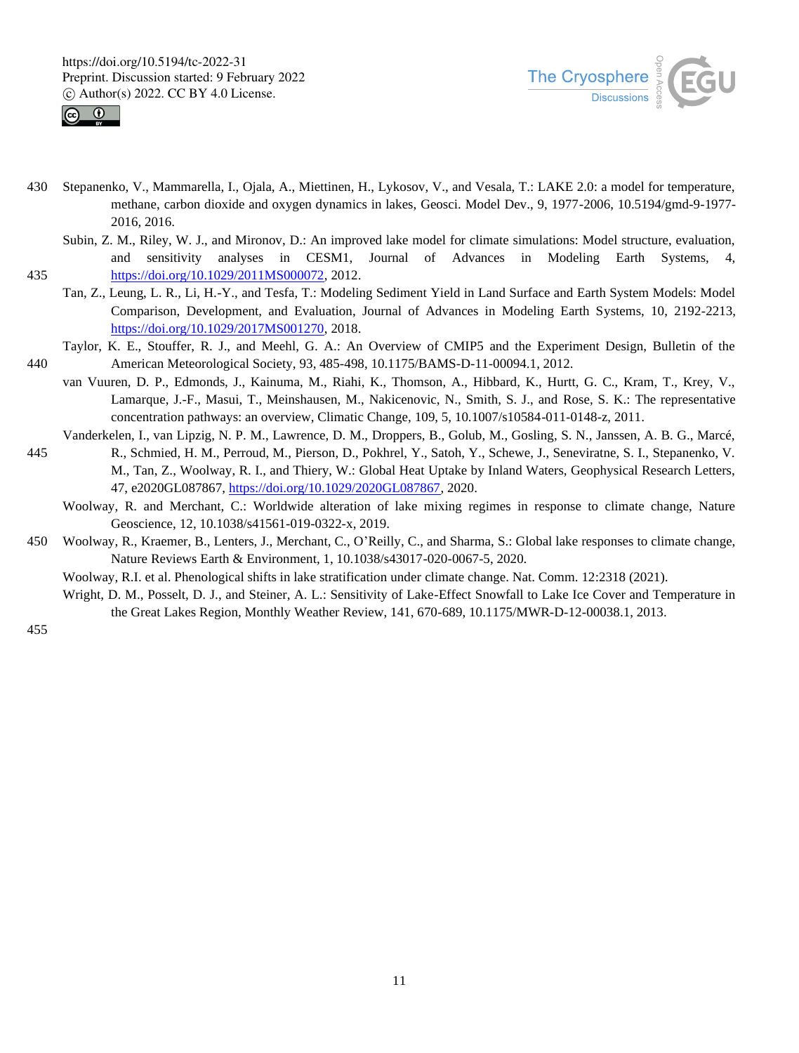Stepanenko, V., Mammarella, I., Ojala, A., Miettinen, H., Lykosov, V., and Vesala, T.: LAKE 2.0: a model for temperature, methane, carbon dioxide and oxygen dynamics in lakes, Geosci. Model Dev., 9, 1977-2006, 10.5194/gmd-9-1977-2016, 2016.

Subin, Z. M., Riley, W. J., and Mironov, D.: An improved lake model for climate simulations: Model structure, evaluation, and sensitivity analyses in CESM1, Journal of Advances in Modeling Earth Systems, 4, https://doi.org/10.1029/2011MS000072, 2012.

Tan, Z., Leung, L. R., Li, H.-Y., and Tesfa, T.: Modeling Sediment Yield in Land Surface and Earth System Models: Model Comparison, Development, and Evaluation, Journal of Advances in Modeling Earth Systems, 10, 2192-2213, https://doi.org/10.1029/2017MS001270, 2018.

Taylor, K. E., Stouffer, R. J., and Meehl, G. A.: An Overview of CMIP5 and the Experiment Design, Bulletin of the American Meteorological Society, 93, 485-498, 10.1175/BAMS-D-11-00094.1, 2012.

van Vuuren, D. P., Edmonds, J., Kainuma, M., Riahi, K., Thomson, A., Hibbard, K., Hurtt, G. C., Kram, T., Krey, V., Lamarque, J.-F., Masui, T., Meinshausen, M., Nakicenovic, N., Smith, S. J., and Rose, S. K.: The representative concentration pathways: an overview, Climatic Change, 109, 5, 10.1007/s10584-011-0148-z, 2011.

Vanderkelen, I., van Lipzig, N. P. M., Lawrence, D. M., Droppers, B., Golub, M., Gosling, S. N., Janssen, A. B. G., Marcé, R., Schmied, H. M., Perroud, M., Pierson, D., Pokhrel, Y., Satoh, Y., Schewe, J., Seneviratne, S. I., Stepanenko, V. M., Tan, Z., Woolway, R. I., and Thiery, W.: Global Heat Uptake by Inland Waters, Geophysical Research Letters, 47, e2020GL087867, https://doi.org/10.1029/2020GL087867, 2020.

Woolway, R. and Merchant, C.: Worldwide alteration of lake mixing regimes in response to climate change, Nature Geoscience, 12, 10.1038/s41561-019-0322-x, 2019.

Woolway, R., Kraemer, B., Lenters, J., Merchant, C., O'Reilly, C., and Sharma, S.: Global lake responses to climate change, Nature Reviews Earth & Environment, 1, 10.1038/s43017-020-0067-5, 2020.

Woolway, R.I. et al. Phenological shifts in lake stratification under climate change. Nat. Comm. 12:2318 (2021).

Wright, D. M., Posselt, D. J., and Steiner, A. L.: Sensitivity of Lake-Effect Snowfall to Lake Ice Cover and Temperature in the Great Lakes Region, Monthly Weather Review, 141, 670-689, 10.1175/MWR-D-12-00038.1, 2013.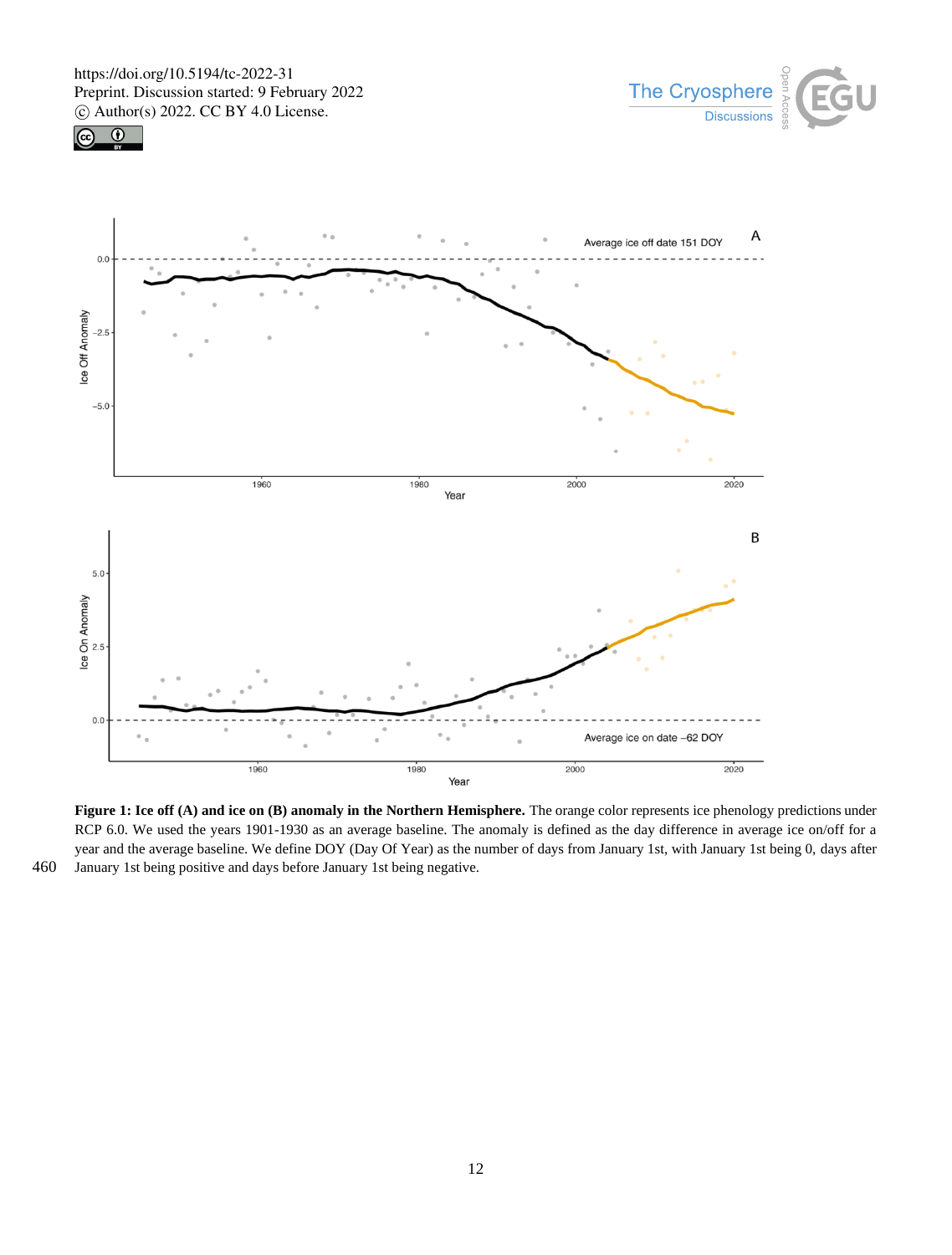Figure 1: Ice off (A) and ice on (B) anomaly in the Northern Hemisphere. The orange color represents ice phenology predictions under RCP 6.0. We used the years 1901-1930 as an average baseline. The anomaly is defined as the day difference in average ice on/off for a year and the average baseline. We define DOY (Day Of Year) as the number of days from January 1st, with January 1st being 0, days after January 1st being positive and days before January 1st being negative.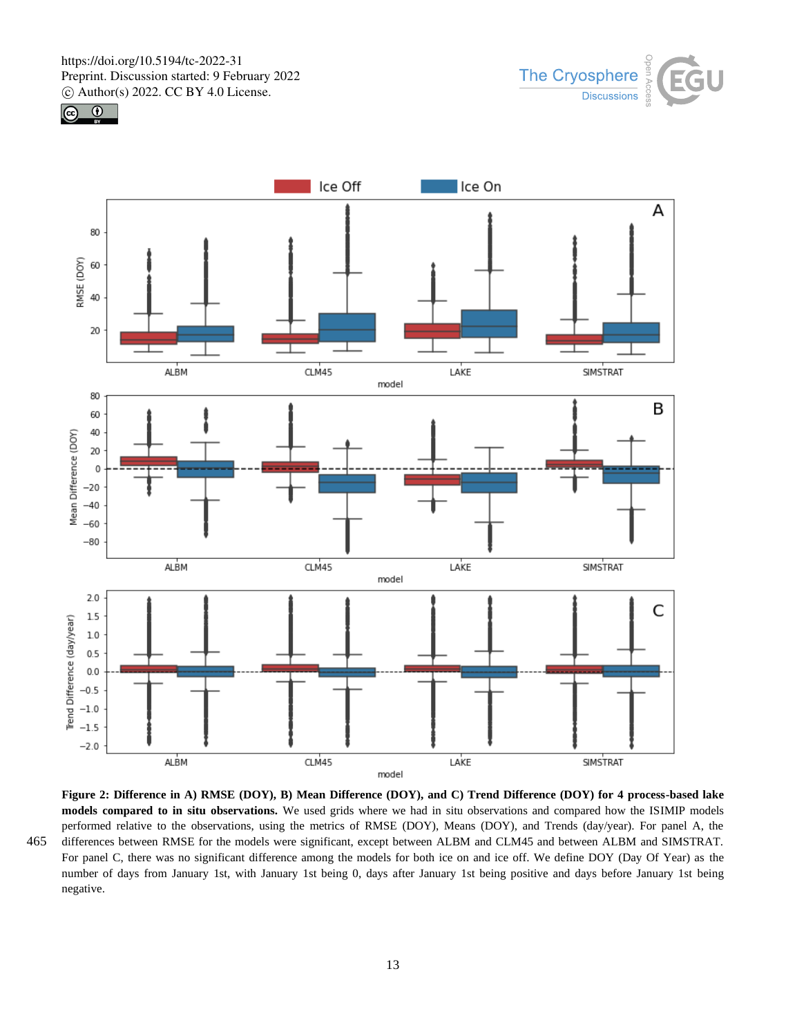**Figure 2: Difference in A) RMSE (DOY), B) Mean Difference (DOY), and C) Trend Difference (DOY) for 4 process-based lake models compared to in situ observations.** We used grids where we had in situ observations and compared how the ISIMIP models performed relative to the observations, using the metrics of RMSE (DOY), Means (DOY), and Trends (day/year). For panel A, the differences between RMSE for the models were significant, except between ALBM and CLM45 and between ALBM and SIMSTRAT. For panel C, there was no significant difference among the models for both ice on and ice off. We define DOY (Day Of Year) as the number of days from January 1st, with January 1st being 0, days after January 1st being positive and days before January 1st being negative.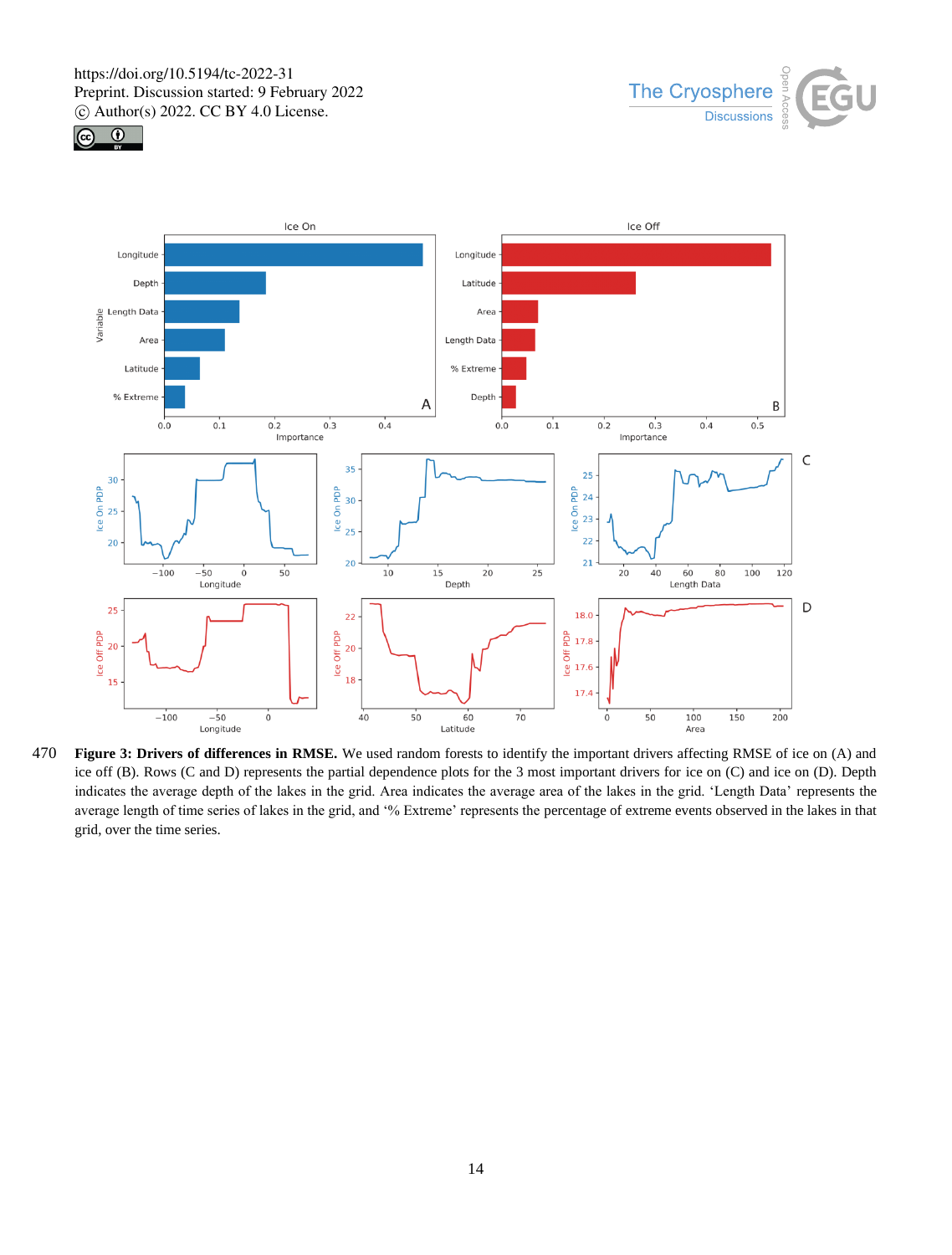**Figure 3: Drivers of differences in RMSE.** We used random forests to identify the important drivers affecting RMSE of ice on (A) and ice off (B). Rows (C and D) represents the partial dependence plots for the 3 most important drivers for ice on (C) and ice on (D). Depth indicates the average depth of the lakes in the grid. Area indicates the average area of the lakes in the grid. 'Length Data' represents the average length of time series of lakes in the grid, and '% Extreme' represents the percentage of extreme events observed in the lakes in that grid, over the time series.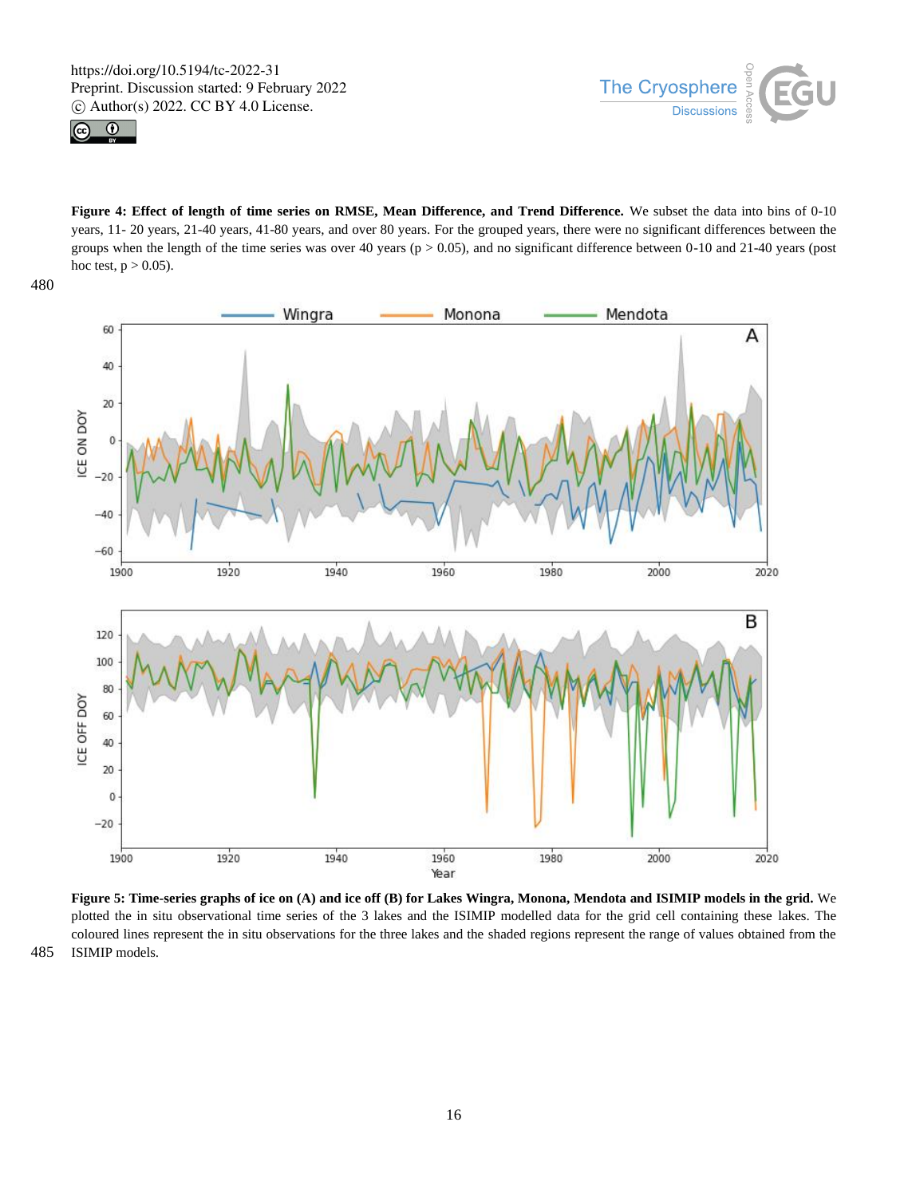**Figure 4: Effect of length of time series on RMSE, Mean Difference, and Trend Difference.** We subset the data into bins of 0-10 years, 11- 20 years, 21-40 years, 41-80 years, and over 80 years. For the grouped years, there were no significant differences between the groups when the length of the time series was over 40 years ($p > 0.05$), and no significant difference between 0-10 and 21-40 years (post hoc test, $p > 0.05$).

Wingra
Monona
Mendota

A

ICE ON DOY

60
40
20
0
−20
−40
−60

1900
1920
1940
1960
1980
2000
2020

B

ICE OFF DOY

120
100
80
60
40
20
0
−20

1900
1920
1940
1960
1980
2000
2020

Year

**Figure 5: Time-series graphs of ice on (A) and ice off (B) for Lakes Wingra, Monona, Mendota and ISIMIP models in the grid.** We plotted the in situ observational time series of the 3 lakes and the ISIMIP modelled data for the grid cell containing these lakes. The coloured lines represent the in situ observations for the three lakes and the shaded regions represent the range of values obtained from the ISIMIP models.